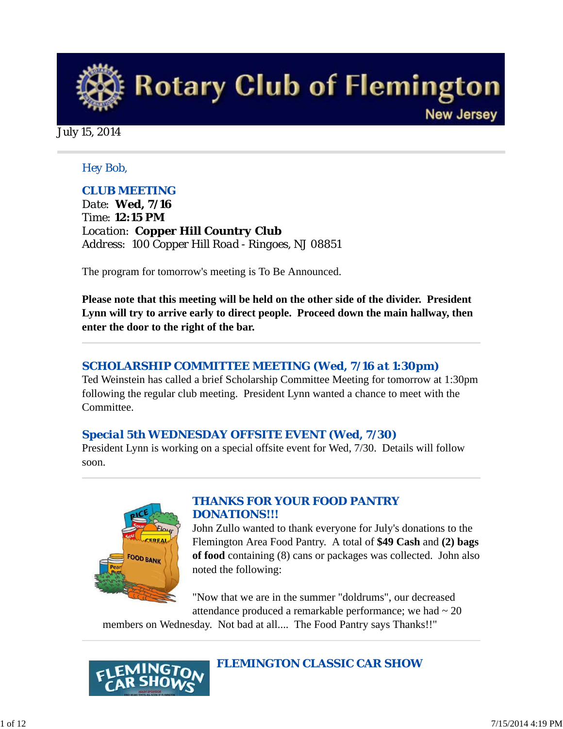# Rotary Club of Flemington
New Jersey

July 15, 2014

*Hey Bob,*

## CLUB MEETING

Date: **Wed, 7/16**
Time: **12:15 PM**
Location: **Copper Hill Country Club**
Address: 100 Copper Hill Road - Ringoes, NJ 08851

The program for tomorrow's meeting is To Be Announced.

**Please note that this meeting will be held on the other side of the divider. President Lynn will try to arrive early to direct people. Proceed down the main hallway, then enter the door to the right of the bar.**

## SCHOLARSHIP COMMITTEE MEETING (Wed, 7/16 at 1:30pm)

Ted Weinstein has called a brief Scholarship Committee Meeting for tomorrow at 1:30pm following the regular club meeting. President Lynn wanted a chance to meet with the Committee.

## Special 5th WEDNESDAY OFFSITE EVENT (Wed, 7/30)

President Lynn is working on a special offsite event for Wed, 7/30. Details will follow soon.

## THANKS FOR YOUR FOOD PANTRY DONATIONS!!!

John Zullo wanted to thank everyone for July's donations to the Flemington Area Food Pantry. A total of **$49 Cash** and **(2) bags of food** containing (8) cans or packages was collected. John also noted the following:

"Now that we are in the summer "doldrums", our decreased attendance produced a remarkable performance; we had ~ 20 members on Wednesday. Not bad at all.... The Food Pantry says Thanks!!"

## FLEMINGTON CLASSIC CAR SHOW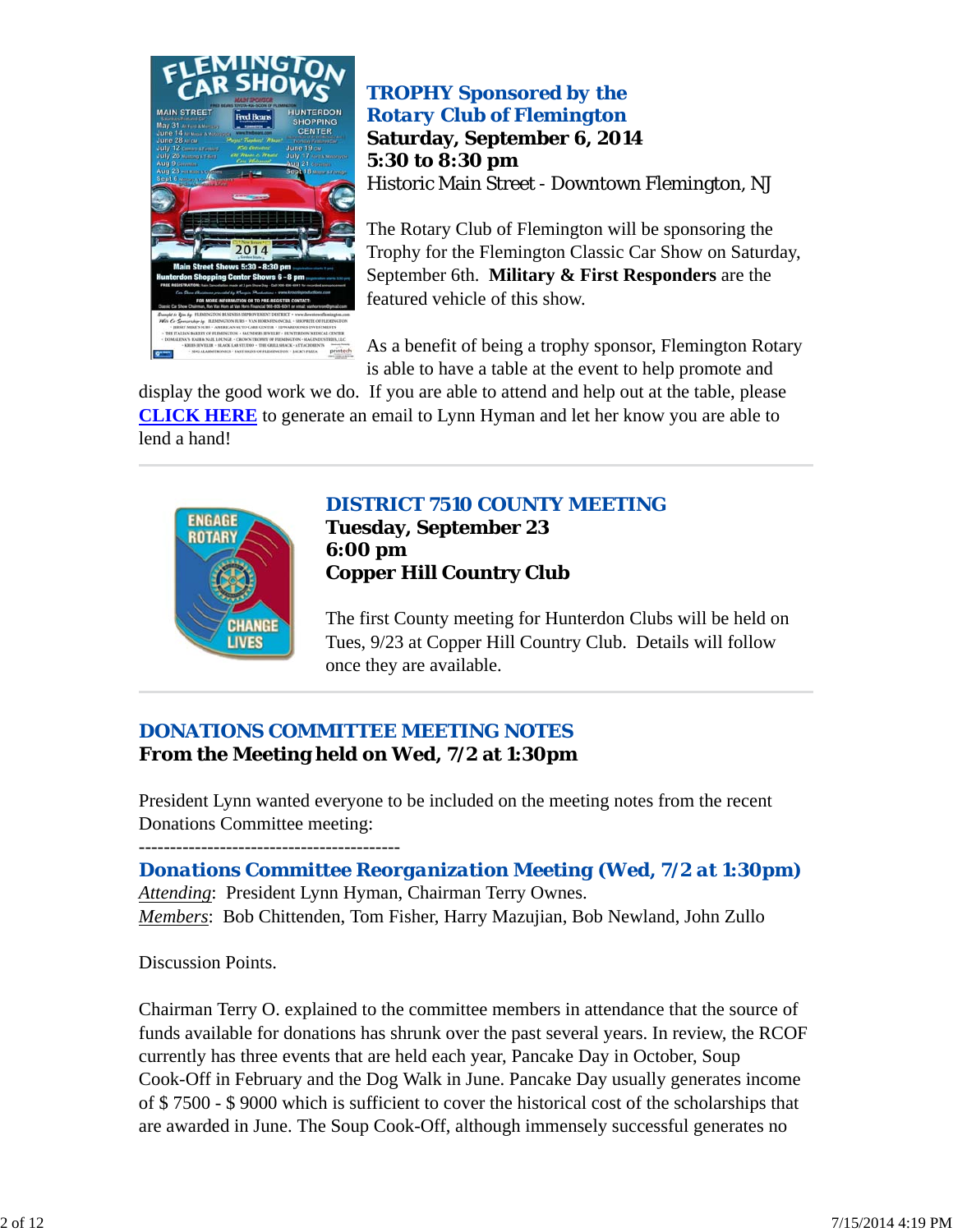### TROPHY Sponsored by the Rotary Club of Flemington

**Saturday, September 6, 2014**
**5:30 to 8:30 pm**
Historic Main Street - Downtown Flemington, NJ

The Rotary Club of Flemington will be sponsoring the Trophy for the Flemington Classic Car Show on Saturday, September 6th. **Military & First Responders** are the featured vehicle of this show.

As a benefit of being a trophy sponsor, Flemington Rotary is able to have a table at the event to help promote and display the good work we do. If you are able to attend and help out at the table, please **CLICK HERE** to generate an email to Lynn Hyman and let her know you are able to lend a hand!

---

### DISTRICT 7510 COUNTY MEETING

**Tuesday, September 23**
**6:00 pm**
**Copper Hill Country Club**

The first County meeting for Hunterdon Clubs will be held on Tues, 9/23 at Copper Hill Country Club. Details will follow once they are available.

---

### DONATIONS COMMITTEE MEETING NOTES

**From the Meeting held on Wed, 7/2 at 1:30pm**

President Lynn wanted everyone to be included on the meeting notes from the recent Donations Committee meeting:

------------------------------------------

***Donations Committee Reorganization Meeting (Wed, 7/2 at 1:30pm)***

*Attending*: President Lynn Hyman, Chairman Terry Ownes.
*Members*: Bob Chittenden, Tom Fisher, Harry Mazujian, Bob Newland, John Zullo

Discussion Points.

Chairman Terry O. explained to the committee members in attendance that the source of funds available for donations has shrunk over the past several years. In review, the RCOF currently has three events that are held each year, Pancake Day in October, Soup Cook-Off in February and the Dog Walk in June. Pancake Day usually generates income of $ 7500 - $ 9000 which is sufficient to cover the historical cost of the scholarships that are awarded in June. The Soup Cook-Off, although immensely successful generates no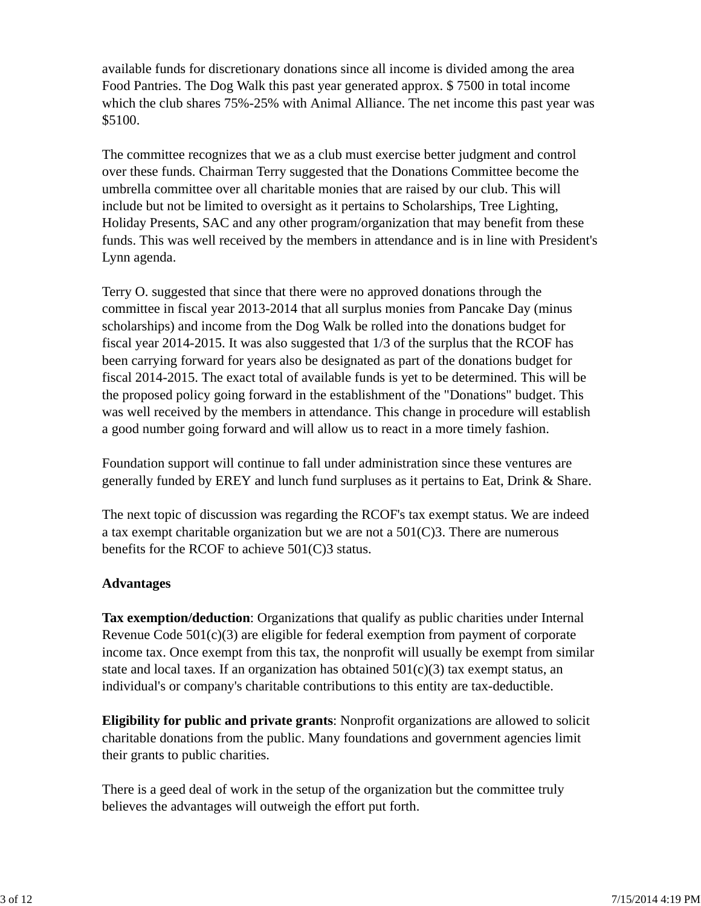available funds for discretionary donations since all income is divided among the area Food Pantries. The Dog Walk this past year generated approx. $ 7500 in total income which the club shares 75%-25% with Animal Alliance. The net income this past year was $5100.

The committee recognizes that we as a club must exercise better judgment and control over these funds. Chairman Terry suggested that the Donations Committee become the umbrella committee over all charitable monies that are raised by our club. This will include but not be limited to oversight as it pertains to Scholarships, Tree Lighting, Holiday Presents, SAC and any other program/organization that may benefit from these funds. This was well received by the members in attendance and is in line with President's Lynn agenda.

Terry O. suggested that since that there were no approved donations through the committee in fiscal year 2013-2014 that all surplus monies from Pancake Day (minus scholarships) and income from the Dog Walk be rolled into the donations budget for fiscal year 2014-2015. It was also suggested that 1/3 of the surplus that the RCOF has been carrying forward for years also be designated as part of the donations budget for fiscal 2014-2015. The exact total of available funds is yet to be determined. This will be the proposed policy going forward in the establishment of the "Donations" budget. This was well received by the members in attendance. This change in procedure will establish a good number going forward and will allow us to react in a more timely fashion.

Foundation support will continue to fall under administration since these ventures are generally funded by EREY and lunch fund surpluses as it pertains to Eat, Drink & Share.

The next topic of discussion was regarding the RCOF's tax exempt status. We are indeed a tax exempt charitable organization but we are not a 501(C)3. There are numerous benefits for the RCOF to achieve 501(C)3 status.

**Advantages**

**Tax exemption/deduction**: Organizations that qualify as public charities under Internal Revenue Code 501(c)(3) are eligible for federal exemption from payment of corporate income tax. Once exempt from this tax, the nonprofit will usually be exempt from similar state and local taxes. If an organization has obtained 501(c)(3) tax exempt status, an individual's or company's charitable contributions to this entity are tax-deductible.

**Eligibility for public and private grants**: Nonprofit organizations are allowed to solicit charitable donations from the public. Many foundations and government agencies limit their grants to public charities.

There is a geed deal of work in the setup of the organization but the committee truly believes the advantages will outweigh the effort put forth.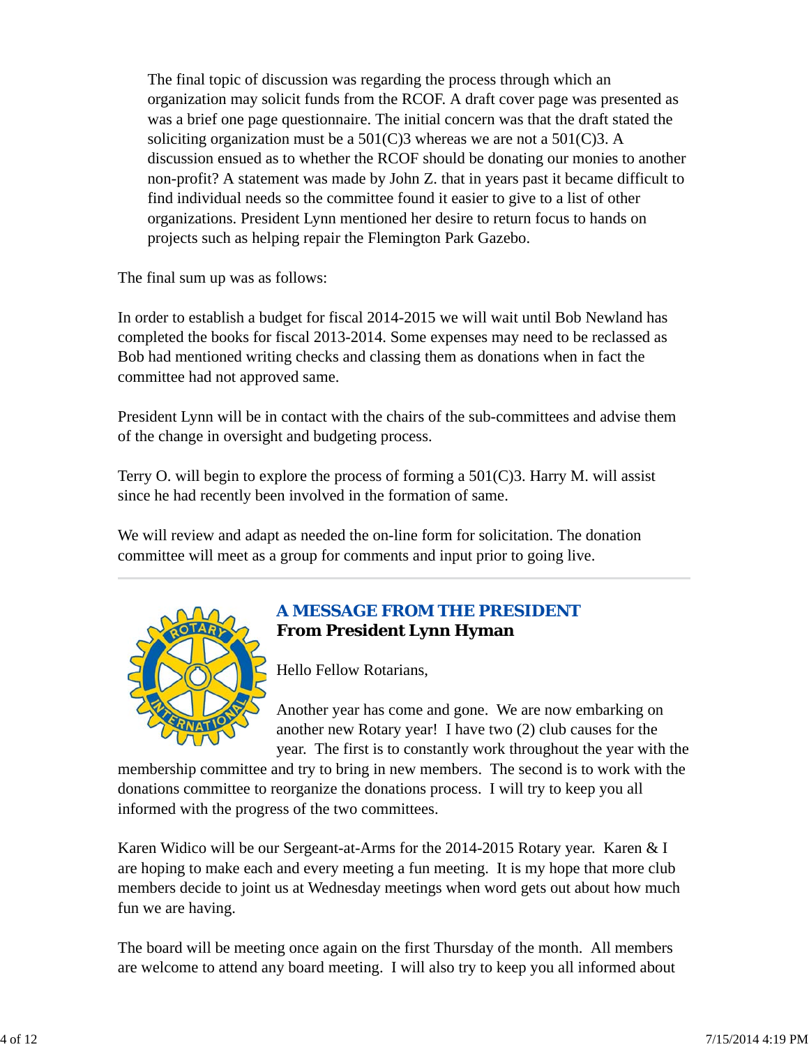The final topic of discussion was regarding the process through which an organization may solicit funds from the RCOF. A draft cover page was presented as was a brief one page questionnaire. The initial concern was that the draft stated the soliciting organization must be a 501(C)3 whereas we are not a 501(C)3. A discussion ensued as to whether the RCOF should be donating our monies to another non-profit? A statement was made by John Z. that in years past it became difficult to find individual needs so the committee found it easier to give to a list of other organizations. President Lynn mentioned her desire to return focus to hands on projects such as helping repair the Flemington Park Gazebo.

The final sum up was as follows:

In order to establish a budget for fiscal 2014-2015 we will wait until Bob Newland has completed the books for fiscal 2013-2014. Some expenses may need to be reclassed as Bob had mentioned writing checks and classing them as donations when in fact the committee had not approved same.

President Lynn will be in contact with the chairs of the sub-committees and advise them of the change in oversight and budgeting process.

Terry O. will begin to explore the process of forming a 501(C)3. Harry M. will assist since he had recently been involved in the formation of same.

We will review and adapt as needed the on-line form for solicitation. The donation committee will meet as a group for comments and input prior to going live.

---

## A MESSAGE FROM THE PRESIDENT

**From President Lynn Hyman**

Hello Fellow Rotarians,

Another year has come and gone. We are now embarking on another new Rotary year! I have two (2) club causes for the year. The first is to constantly work throughout the year with the membership committee and try to bring in new members. The second is to work with the donations committee to reorganize the donations process. I will try to keep you all informed with the progress of the two committees.

Karen Widico will be our Sergeant-at-Arms for the 2014-2015 Rotary year. Karen & I are hoping to make each and every meeting a fun meeting. It is my hope that more club members decide to joint us at Wednesday meetings when word gets out about how much fun we are having.

The board will be meeting once again on the first Thursday of the month. All members are welcome to attend any board meeting. I will also try to keep you all informed about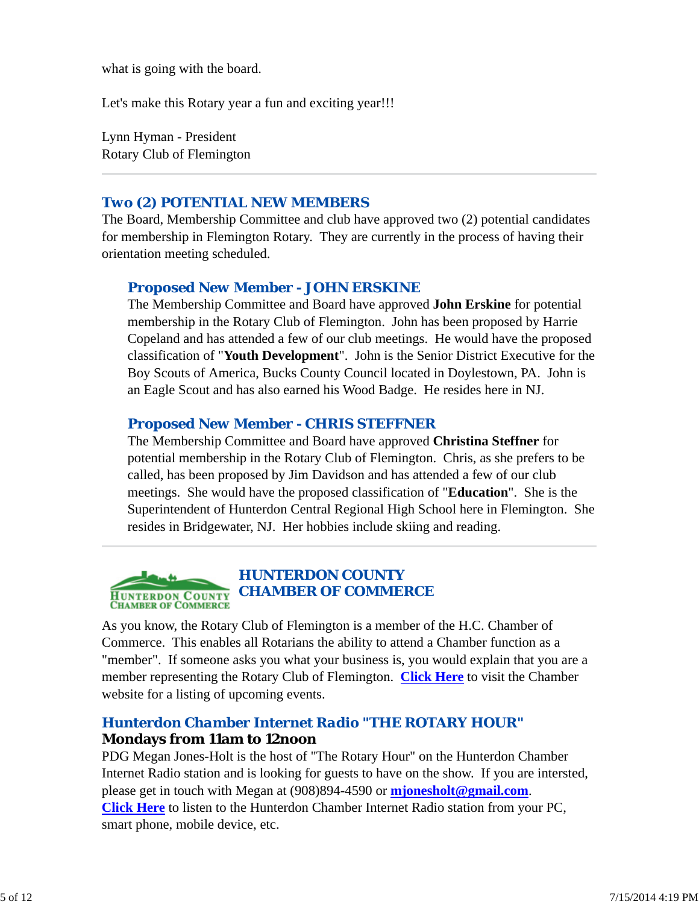what is going with the board.

Let's make this Rotary year a fun and exciting year!!!

Lynn Hyman - President
Rotary Club of Flemington

---

## Two (2) POTENTIAL NEW MEMBERS

The Board, Membership Committee and club have approved two (2) potential candidates for membership in Flemington Rotary. They are currently in the process of having their orientation meeting scheduled.

### Proposed New Member - JOHN ERSKINE

The Membership Committee and Board have approved **John Erskine** for potential membership in the Rotary Club of Flemington. John has been proposed by Harrie Copeland and has attended a few of our club meetings. He would have the proposed classification of "**Youth Development**". John is the Senior District Executive for the Boy Scouts of America, Bucks County Council located in Doylestown, PA. John is an Eagle Scout and has also earned his Wood Badge. He resides here in NJ.

### Proposed New Member - CHRIS STEFFNER

The Membership Committee and Board have approved **Christina Steffner** for potential membership in the Rotary Club of Flemington. Chris, as she prefers to be called, has been proposed by Jim Davidson and has attended a few of our club meetings. She would have the proposed classification of "**Education**". She is the Superintendent of Hunterdon Central Regional High School here in Flemington. She resides in Bridgewater, NJ. Her hobbies include skiing and reading.

---

## HUNTERDON COUNTY CHAMBER OF COMMERCE

As you know, the Rotary Club of Flemington is a member of the H.C. Chamber of Commerce. This enables all Rotarians the ability to attend a Chamber function as a "member". If someone asks you what your business is, you would explain that you are a member representing the Rotary Club of Flemington. **Click Here** to visit the Chamber website for a listing of upcoming events.

## Hunterdon Chamber Internet Radio "THE ROTARY HOUR"

**Mondays from 11am to 12noon**

PDG Megan Jones-Holt is the host of "The Rotary Hour" on the Hunterdon Chamber Internet Radio station and is looking for guests to have on the show. If you are intersted, please get in touch with Megan at (908)894-4590 or **mjonesholt@gmail.com**.
**Click Here** to listen to the Hunterdon Chamber Internet Radio station from your PC, smart phone, mobile device, etc.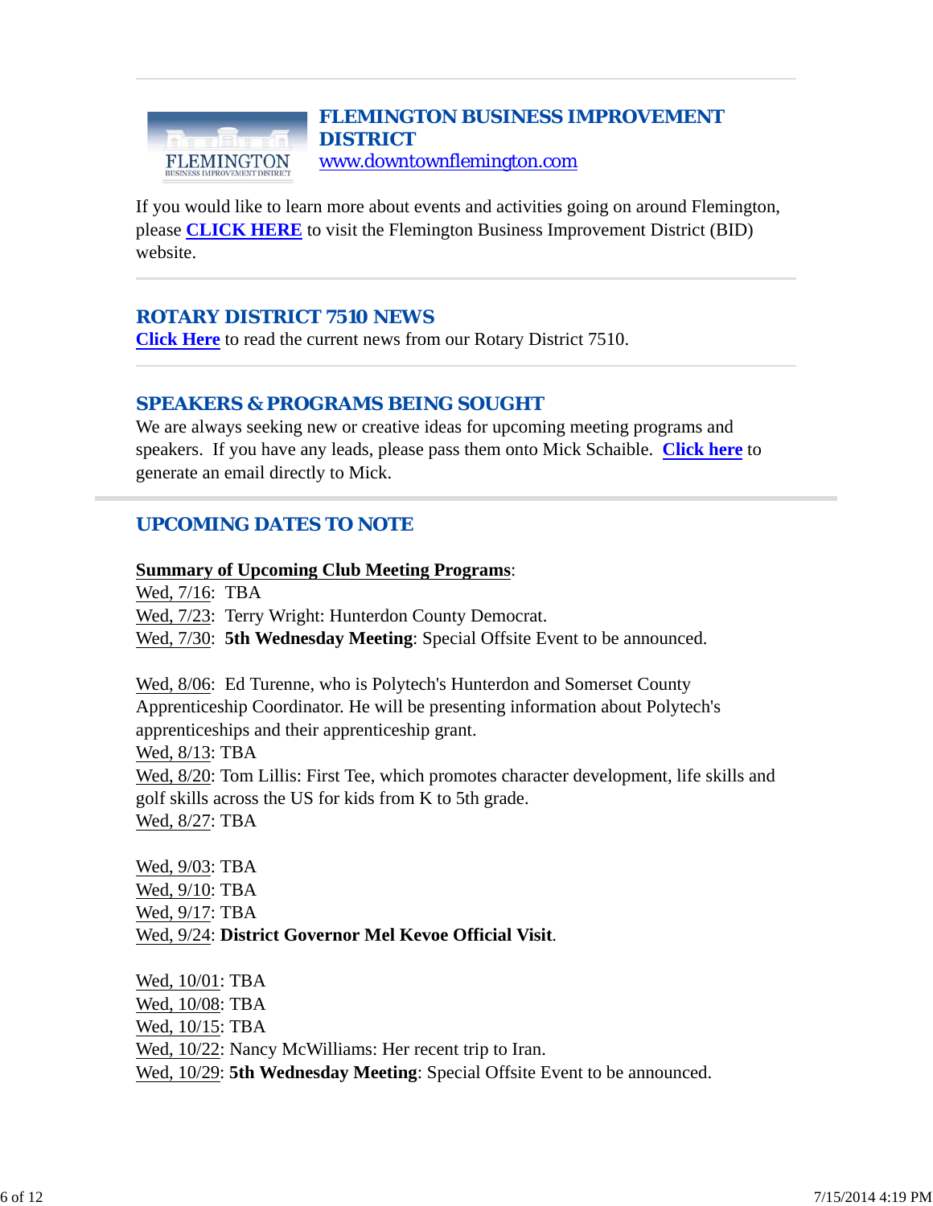## FLEMINGTON BUSINESS IMPROVEMENT DISTRICT

www.downtownflemington.com

If you would like to learn more about events and activities going on around Flemington, please **CLICK HERE** to visit the Flemington Business Improvement District (BID) website.

---

## ROTARY DISTRICT 7510 NEWS

**Click Here** to read the current news from our Rotary District 7510.

---

## SPEAKERS & PROGRAMS BEING SOUGHT

We are always seeking new or creative ideas for upcoming meeting programs and speakers. If you have any leads, please pass them onto Mick Schaible. **Click here** to generate an email directly to Mick.

---

## UPCOMING DATES TO NOTE

**Summary of Upcoming Club Meeting Programs**:
Wed, 7/16: TBA
Wed, 7/23: Terry Wright: Hunterdon County Democrat.
Wed, 7/30: **5th Wednesday Meeting**: Special Offsite Event to be announced.

Wed, 8/06: Ed Turenne, who is Polytech's Hunterdon and Somerset County Apprenticeship Coordinator. He will be presenting information about Polytech's apprenticeships and their apprenticeship grant.
Wed, 8/13: TBA
Wed, 8/20: Tom Lillis: First Tee, which promotes character development, life skills and golf skills across the US for kids from K to 5th grade.
Wed, 8/27: TBA

Wed, 9/03: TBA
Wed, 9/10: TBA
Wed, 9/17: TBA
Wed, 9/24: **District Governor Mel Kevoe Official Visit**.

Wed, 10/01: TBA
Wed, 10/08: TBA
Wed, 10/15: TBA
Wed, 10/22: Nancy McWilliams: Her recent trip to Iran.
Wed, 10/29: **5th Wednesday Meeting**: Special Offsite Event to be announced.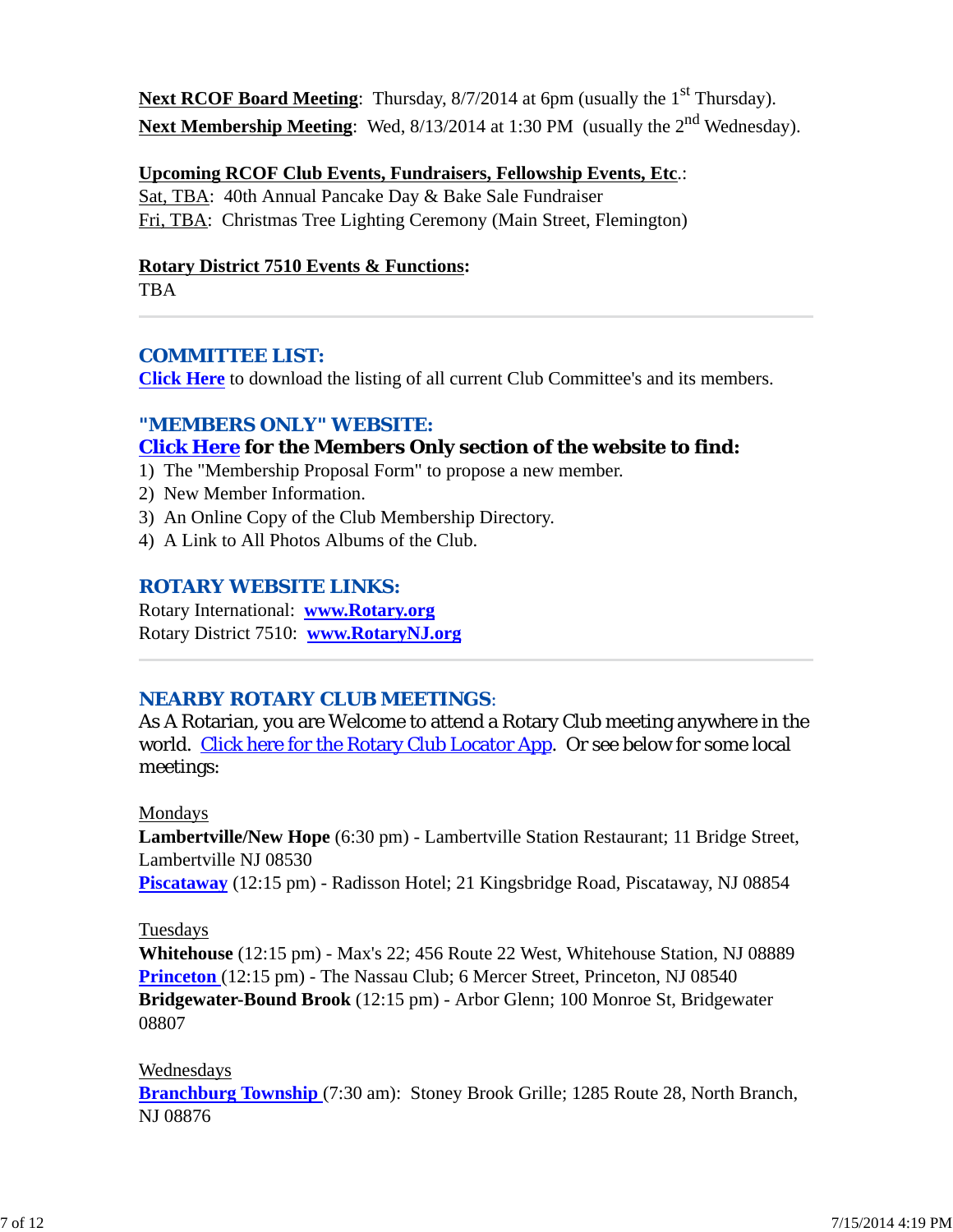**Next RCOF Board Meeting**: Thursday, 8/7/2014 at 6pm (usually the 1st Thursday).
**Next Membership Meeting**: Wed, 8/13/2014 at 1:30 PM (usually the 2nd Wednesday).

**Upcoming RCOF Club Events, Fundraisers, Fellowship Events, Etc.**:
Sat, TBA: 40th Annual Pancake Day & Bake Sale Fundraiser
Fri, TBA: Christmas Tree Lighting Ceremony (Main Street, Flemington)

**Rotary District 7510 Events & Functions:**
TBA

---

## COMMITTEE LIST:

**Click Here** to download the listing of all current Club Committee's and its members.

## "MEMBERS ONLY" WEBSITE:

**Click Here for the Members Only section of the website to find:**

1) The "Membership Proposal Form" to propose a new member.
2) New Member Information.
3) An Online Copy of the Club Membership Directory.
4) A Link to All Photos Albums of the Club.

## ROTARY WEBSITE LINKS:

Rotary International: **www.Rotary.org**
Rotary District 7510: **www.RotaryNJ.org**

---

## NEARBY ROTARY CLUB MEETINGS:

As A Rotarian, you are Welcome to attend a Rotary Club meeting anywhere in the world. Click here for the Rotary Club Locator App. Or see below for some local meetings:

Mondays
**Lambertville/New Hope** (6:30 pm) - Lambertville Station Restaurant; 11 Bridge Street, Lambertville NJ 08530
**Piscataway** (12:15 pm) - Radisson Hotel; 21 Kingsbridge Road, Piscataway, NJ 08854

Tuesdays
**Whitehouse** (12:15 pm) - Max's 22; 456 Route 22 West, Whitehouse Station, NJ 08889
**Princeton** (12:15 pm) - The Nassau Club; 6 Mercer Street, Princeton, NJ 08540
**Bridgewater-Bound Brook** (12:15 pm) - Arbor Glenn; 100 Monroe St, Bridgewater 08807

Wednesdays
**Branchburg Township** (7:30 am): Stoney Brook Grille; 1285 Route 28, North Branch, NJ 08876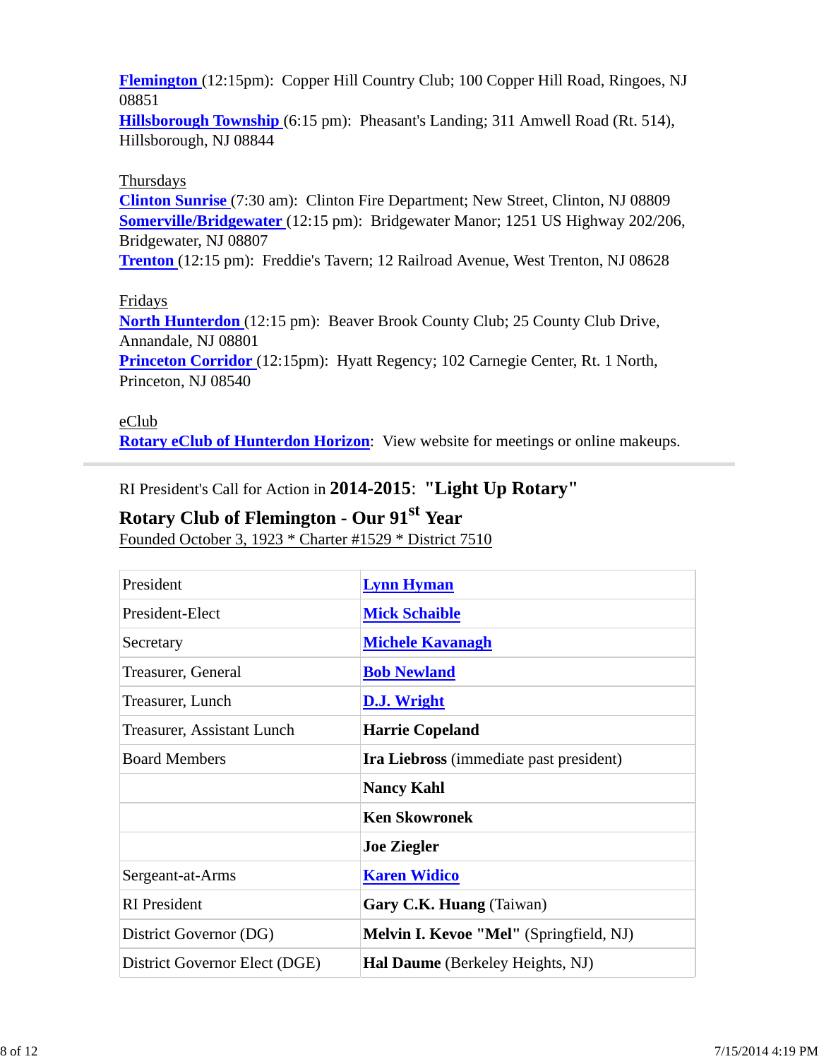**Flemington** (12:15pm):  Copper Hill Country Club; 100 Copper Hill Road, Ringoes, NJ 08851
**Hillsborough Township** (6:15 pm):  Pheasant's Landing; 311 Amwell Road (Rt. 514), Hillsborough, NJ 08844

Thursdays
**Clinton Sunrise** (7:30 am):  Clinton Fire Department; New Street, Clinton, NJ 08809
**Somerville/Bridgewater** (12:15 pm):  Bridgewater Manor; 1251 US Highway 202/206, Bridgewater, NJ 08807
**Trenton** (12:15 pm):  Freddie's Tavern; 12 Railroad Avenue, West Trenton, NJ 08628

Fridays
**North Hunterdon** (12:15 pm):  Beaver Brook County Club; 25 County Club Drive, Annandale, NJ 08801
**Princeton Corridor** (12:15pm):  Hyatt Regency; 102 Carnegie Center, Rt. 1 North, Princeton, NJ 08540

eClub
**Rotary eClub of Hunterdon Horizon**:  View website for meetings or online makeups.

---

RI President's Call for Action in **2014-2015**:  **"Light Up Rotary"**

**Rotary Club of Flemington - Our 91st Year**
Founded October 3, 1923 * Charter #1529 * District 7510

| | |
|---|---|
| President | **Lynn Hyman** |
| President-Elect | **Mick Schaible** |
| Secretary | **Michele Kavanagh** |
| Treasurer, General | **Bob Newland** |
| Treasurer, Lunch | **D.J. Wright** |
| Treasurer, Assistant Lunch | **Harrie Copeland** |
| Board Members | **Ira Liebross** (immediate past president) |
| | **Nancy Kahl** |
| | **Ken Skowronek** |
| | **Joe Ziegler** |
| Sergeant-at-Arms | **Karen Widico** |
| RI President | **Gary C.K. Huang** (Taiwan) |
| District Governor (DG) | **Melvin I. Kevoe "Mel"** (Springfield, NJ) |
| District Governor Elect (DGE) | **Hal Daume** (Berkeley Heights, NJ) |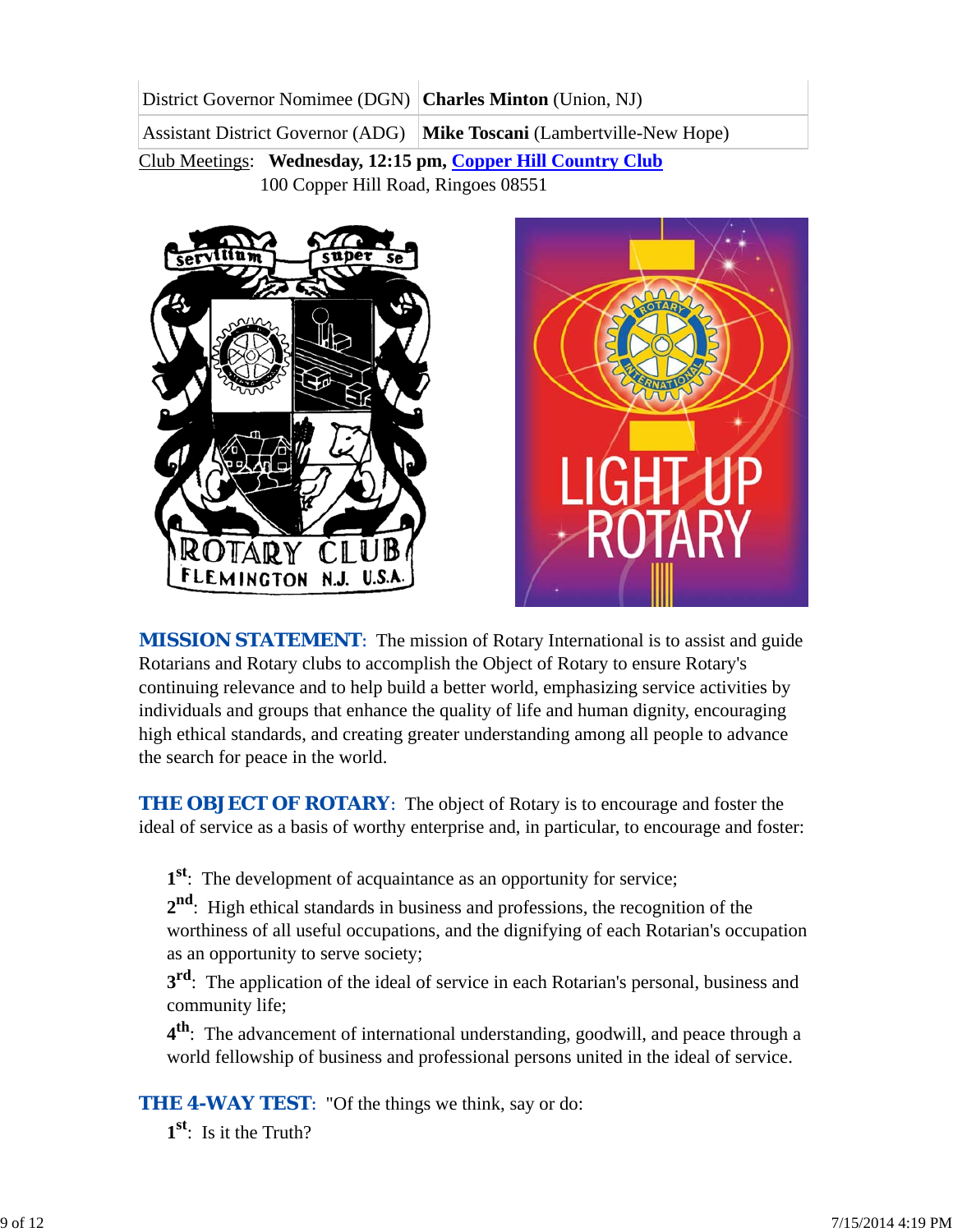| | |
|---|---|
| District Governor Nominee (DGN) | **Charles Minton** (Union, NJ) |
| Assistant District Governor (ADG) | **Mike Toscani** (Lambertville-New Hope) |

Club Meetings: **Wednesday, 12:15 pm, [Copper Hill Country Club](#)**
100 Copper Hill Road, Ringoes 08551

**MISSION STATEMENT**: The mission of Rotary International is to assist and guide Rotarians and Rotary clubs to accomplish the Object of Rotary to ensure Rotary's continuing relevance and to help build a better world, emphasizing service activities by individuals and groups that enhance the quality of life and human dignity, encouraging high ethical standards, and creating greater understanding among all people to advance the search for peace in the world.

**THE OBJECT OF ROTARY**: The object of Rotary is to encourage and foster the ideal of service as a basis of worthy enterprise and, in particular, to encourage and foster:

**1st**: The development of acquaintance as an opportunity for service;

**2nd**: High ethical standards in business and professions, the recognition of the worthiness of all useful occupations, and the dignifying of each Rotarian's occupation as an opportunity to serve society;

**3rd**: The application of the ideal of service in each Rotarian's personal, business and community life;

**4th**: The advancement of international understanding, goodwill, and peace through a world fellowship of business and professional persons united in the ideal of service.

**THE 4-WAY TEST**: "Of the things we think, say or do:

**1st**: Is it the Truth?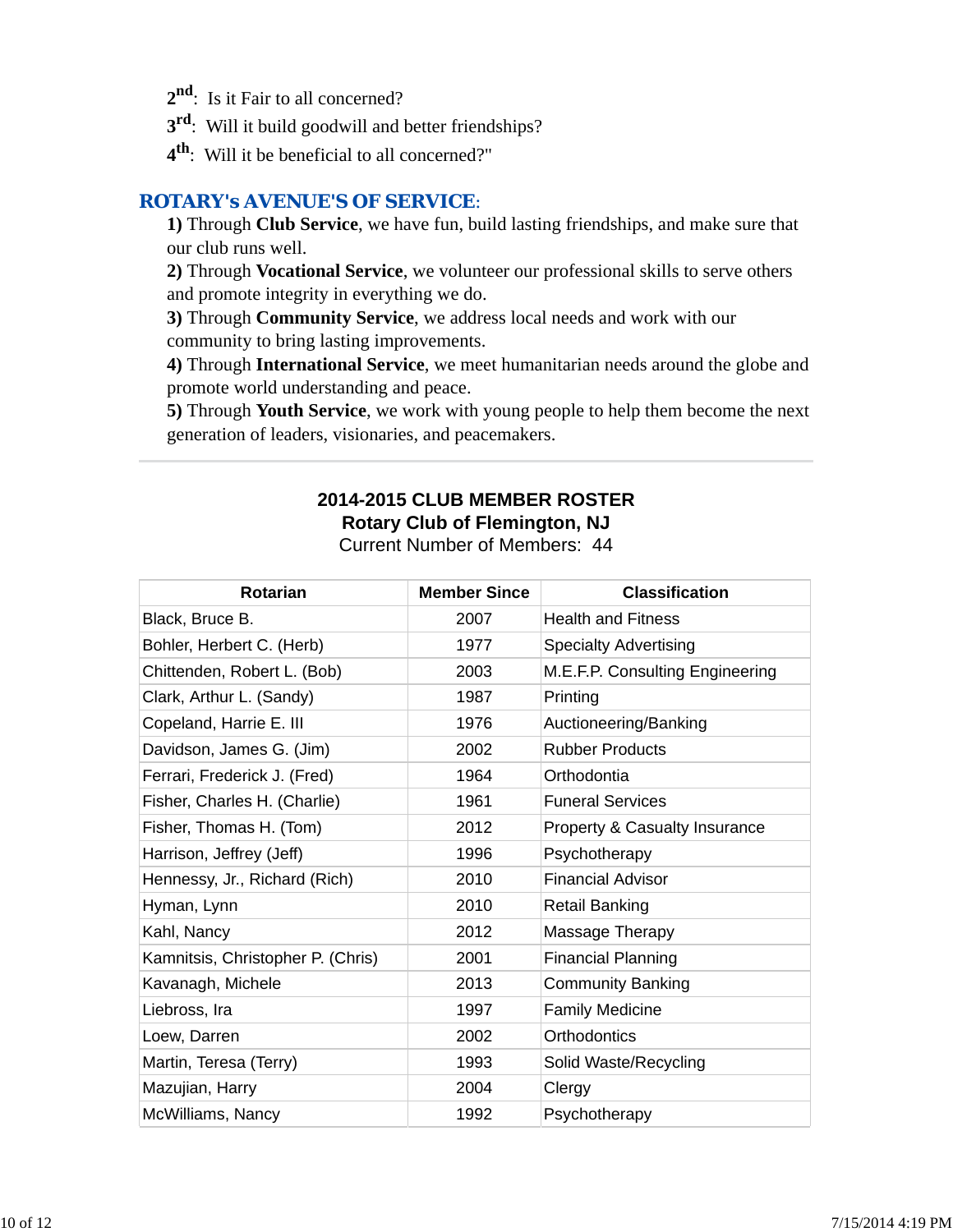2nd: Is it Fair to all concerned?

3rd: Will it build goodwill and better friendships?

4th: Will it be beneficial to all concerned?"

## ROTARY's AVENUE'S OF SERVICE:

**1)** Through **Club Service**, we have fun, build lasting friendships, and make sure that our club runs well.

**2)** Through **Vocational Service**, we volunteer our professional skills to serve others and promote integrity in everything we do.

**3)** Through **Community Service**, we address local needs and work with our community to bring lasting improvements.

**4)** Through **International Service**, we meet humanitarian needs around the globe and promote world understanding and peace.

**5)** Through **Youth Service**, we work with young people to help them become the next generation of leaders, visionaries, and peacemakers.

---

**2014-2015 CLUB MEMBER ROSTER**
**Rotary Club of Flemington, NJ**
Current Number of Members: 44

| Rotarian | Member Since | Classification |
|---|---|---|
| Black, Bruce B. | 2007 | Health and Fitness |
| Bohler, Herbert C. (Herb) | 1977 | Specialty Advertising |
| Chittenden, Robert L. (Bob) | 2003 | M.E.F.P. Consulting Engineering |
| Clark, Arthur L. (Sandy) | 1987 | Printing |
| Copeland, Harrie E. III | 1976 | Auctioneering/Banking |
| Davidson, James G. (Jim) | 2002 | Rubber Products |
| Ferrari, Frederick J. (Fred) | 1964 | Orthodontia |
| Fisher, Charles H. (Charlie) | 1961 | Funeral Services |
| Fisher, Thomas H. (Tom) | 2012 | Property & Casualty Insurance |
| Harrison, Jeffrey (Jeff) | 1996 | Psychotherapy |
| Hennessy, Jr., Richard (Rich) | 2010 | Financial Advisor |
| Hyman, Lynn | 2010 | Retail Banking |
| Kahl, Nancy | 2012 | Massage Therapy |
| Kamnitsis, Christopher P. (Chris) | 2001 | Financial Planning |
| Kavanagh, Michele | 2013 | Community Banking |
| Liebross, Ira | 1997 | Family Medicine |
| Loew, Darren | 2002 | Orthodontics |
| Martin, Teresa (Terry) | 1993 | Solid Waste/Recycling |
| Mazujian, Harry | 2004 | Clergy |
| McWilliams, Nancy | 1992 | Psychotherapy |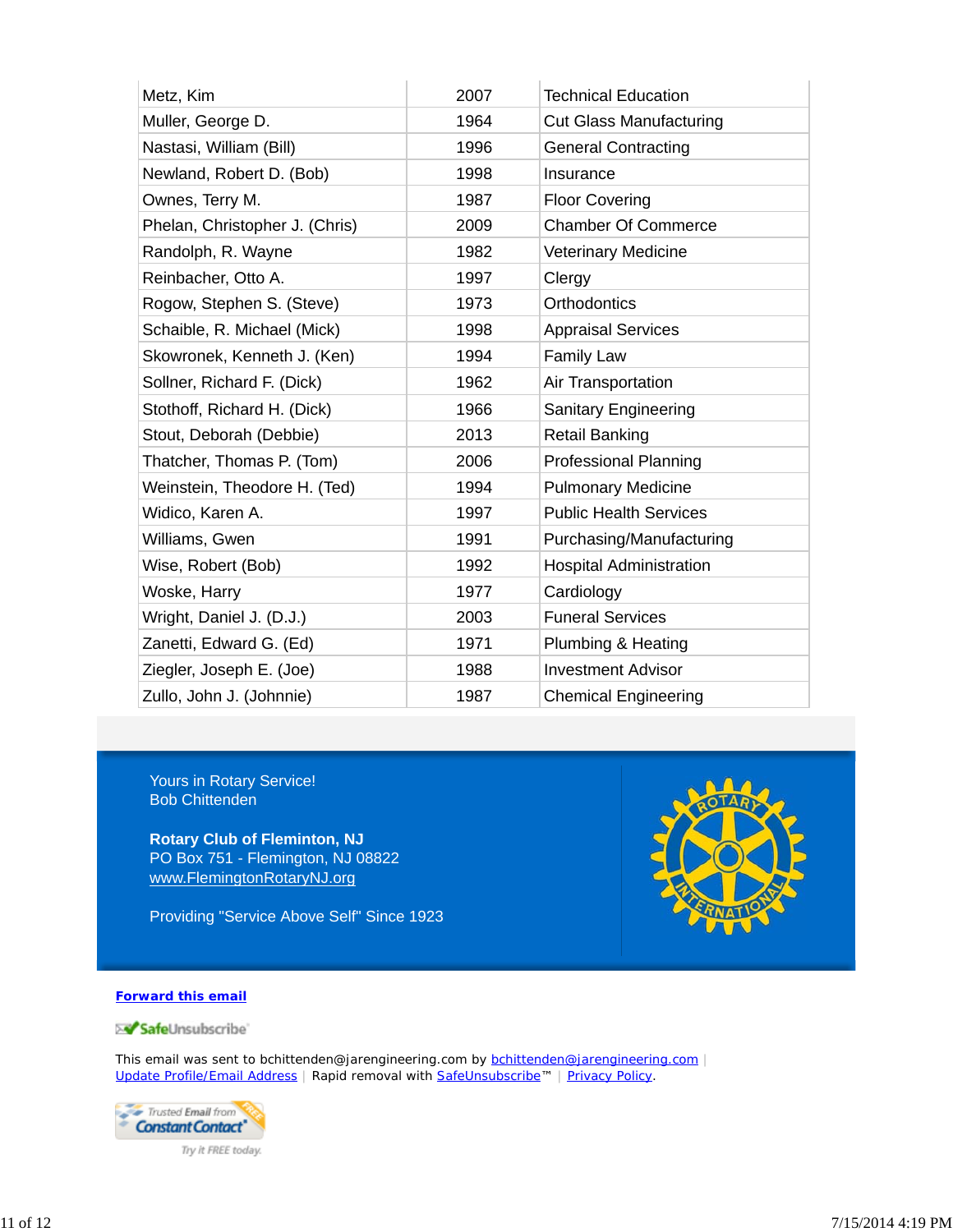| | | |
|---|---|---|
| Metz, Kim | 2007 | Technical Education |
| Muller, George D. | 1964 | Cut Glass Manufacturing |
| Nastasi, William (Bill) | 1996 | General Contracting |
| Newland, Robert D. (Bob) | 1998 | Insurance |
| Ownes, Terry M. | 1987 | Floor Covering |
| Phelan, Christopher J. (Chris) | 2009 | Chamber Of Commerce |
| Randolph, R. Wayne | 1982 | Veterinary Medicine |
| Reinbacher, Otto A. | 1997 | Clergy |
| Rogow, Stephen S. (Steve) | 1973 | Orthodontics |
| Schaible, R. Michael (Mick) | 1998 | Appraisal Services |
| Skowronek, Kenneth J. (Ken) | 1994 | Family Law |
| Sollner, Richard F. (Dick) | 1962 | Air Transportation |
| Stothoff, Richard H. (Dick) | 1966 | Sanitary Engineering |
| Stout, Deborah (Debbie) | 2013 | Retail Banking |
| Thatcher, Thomas P. (Tom) | 2006 | Professional Planning |
| Weinstein, Theodore H. (Ted) | 1994 | Pulmonary Medicine |
| Widico, Karen A. | 1997 | Public Health Services |
| Williams, Gwen | 1991 | Purchasing/Manufacturing |
| Wise, Robert (Bob) | 1992 | Hospital Administration |
| Woske, Harry | 1977 | Cardiology |
| Wright, Daniel J. (D.J.) | 2003 | Funeral Services |
| Zanetti, Edward G. (Ed) | 1971 | Plumbing & Heating |
| Ziegler, Joseph E. (Joe) | 1988 | Investment Advisor |
| Zullo, John J. (Johnnie) | 1987 | Chemical Engineering |

Yours in Rotary Service!
Bob Chittenden

**Rotary Club of Fleminton, NJ**
PO Box 751 - Flemington, NJ 08822
www.FlemingtonRotaryNJ.org

Providing "Service Above Self" Since 1923

**Forward this email**

SafeUnsubscribe

This email was sent to bchittenden@jarengineering.com by bchittenden@jarengineering.com | Update Profile/Email Address | Rapid removal with SafeUnsubscribe™ | Privacy Policy.

Trusted Email from Constant Contact
Try it FREE today.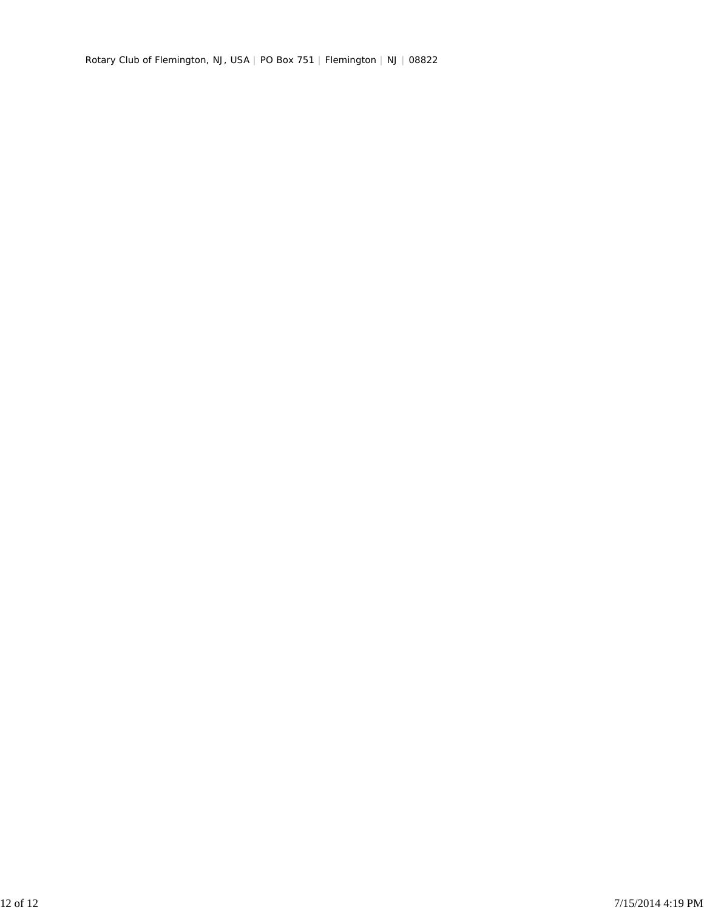Rotary Club of Flemington, NJ, USA | PO Box 751 | Flemington | NJ | 08822